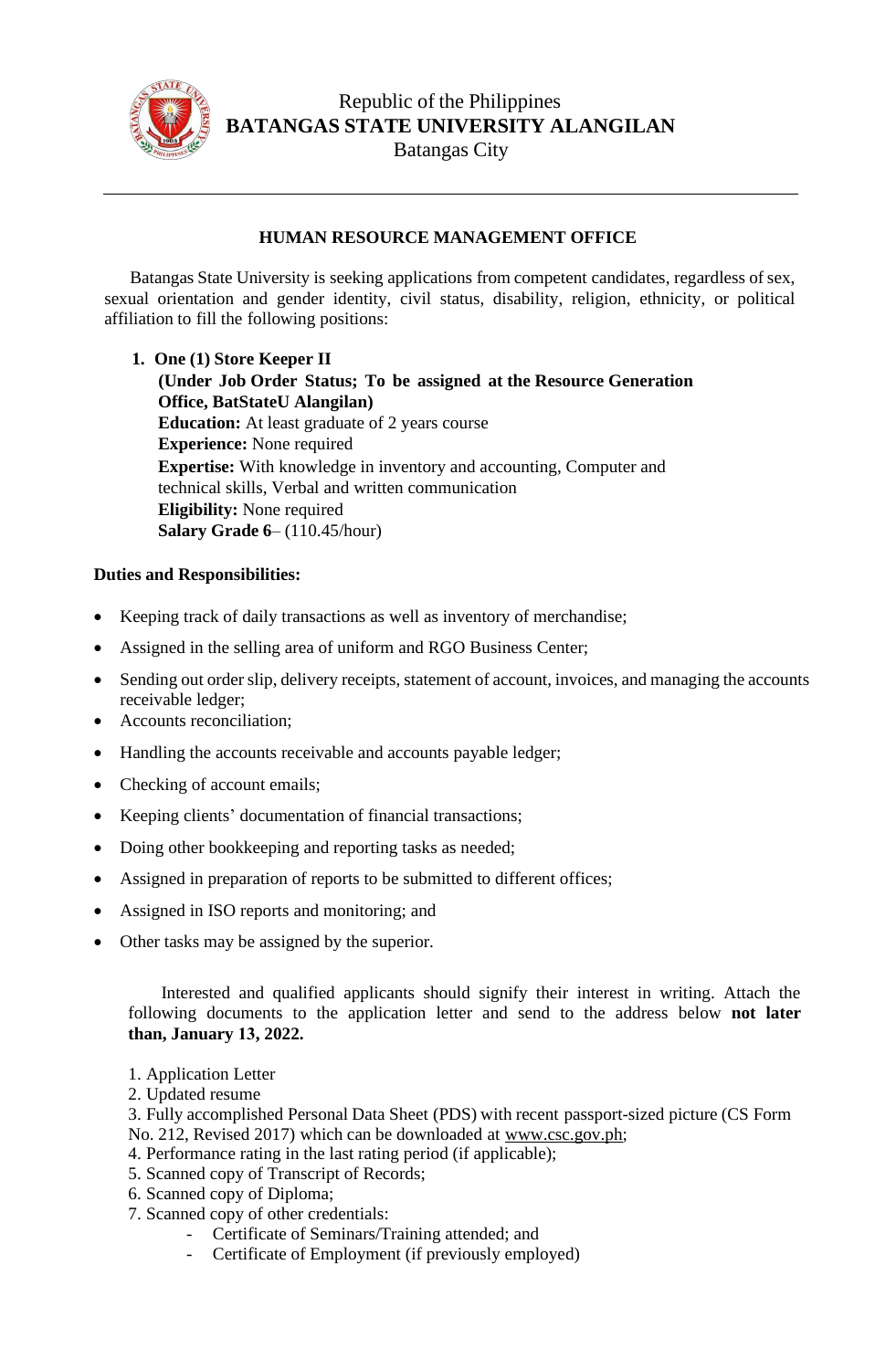Republic of the Philippines
**BATANGAS STATE UNIVERSITY ALANGILAN**
Batangas City

---

## HUMAN RESOURCE MANAGEMENT OFFICE

Batangas State University is seeking applications from competent candidates, regardless of sex, sexual orientation and gender identity, civil status, disability, religion, ethnicity, or political affiliation to fill the following positions:

1. **One (1) Store Keeper II**
   **(Under Job Order Status; To be assigned at the Resource Generation Office, BatStateU Alangilan)**
   **Education:** At least graduate of 2 years course
   **Experience:** None required
   **Expertise:** With knowledge in inventory and accounting, Computer and technical skills, Verbal and written communication
   **Eligibility:** None required
   **Salary Grade 6**– (110.45/hour)

**Duties and Responsibilities:**

- Keeping track of daily transactions as well as inventory of merchandise;
- Assigned in the selling area of uniform and RGO Business Center;
- Sending out order slip, delivery receipts, statement of account, invoices, and managing the accounts receivable ledger;
- Accounts reconciliation;
- Handling the accounts receivable and accounts payable ledger;
- Checking of account emails;
- Keeping clients' documentation of financial transactions;
- Doing other bookkeeping and reporting tasks as needed;
- Assigned in preparation of reports to be submitted to different offices;
- Assigned in ISO reports and monitoring; and
- Other tasks may be assigned by the superior.

Interested and qualified applicants should signify their interest in writing. Attach the following documents to the application letter and send to the address below **not later than, January 13, 2022.**

1. Application Letter
2. Updated resume
3. Fully accomplished Personal Data Sheet (PDS) with recent passport-sized picture (CS Form No. 212, Revised 2017) which can be downloaded at www.csc.gov.ph;
4. Performance rating in the last rating period (if applicable);
5. Scanned copy of Transcript of Records;
6. Scanned copy of Diploma;
7. Scanned copy of other credentials:
   - Certificate of Seminars/Training attended; and
   - Certificate of Employment (if previously employed)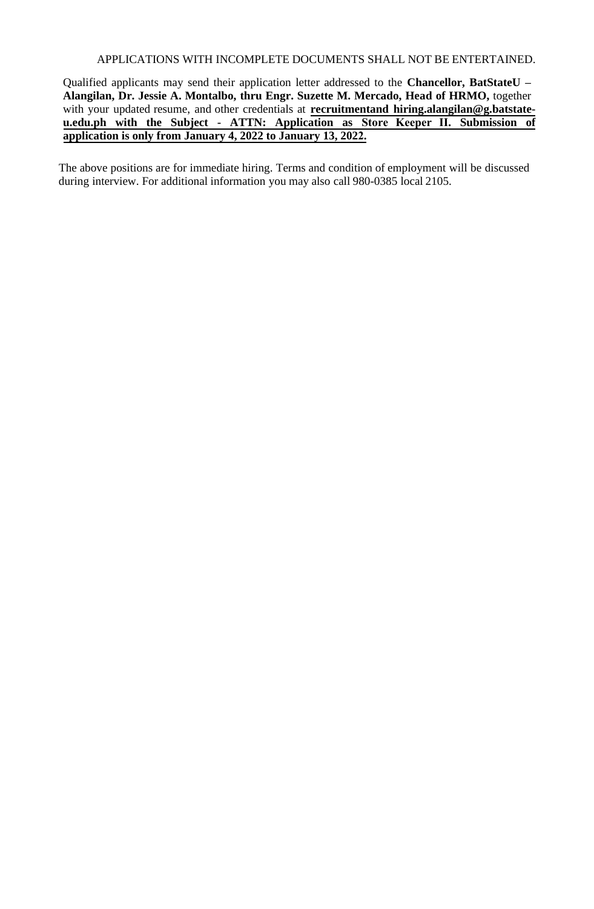APPLICATIONS WITH INCOMPLETE DOCUMENTS SHALL NOT BE ENTERTAINED.

Qualified applicants may send their application letter addressed to the **Chancellor, BatStateU – Alangilan, Dr. Jessie A. Montalbo, thru Engr. Suzette M. Mercado, Head of HRMO,** together with your updated resume, and other credentials at **recruitmentand hiring.alangilan@g.batstate-u.edu.ph with the Subject - ATTN: Application as Store Keeper II. Submission of application is only from January 4, 2022 to January 13, 2022.**

The above positions are for immediate hiring. Terms and condition of employment will be discussed during interview. For additional information you may also call 980-0385 local 2105.